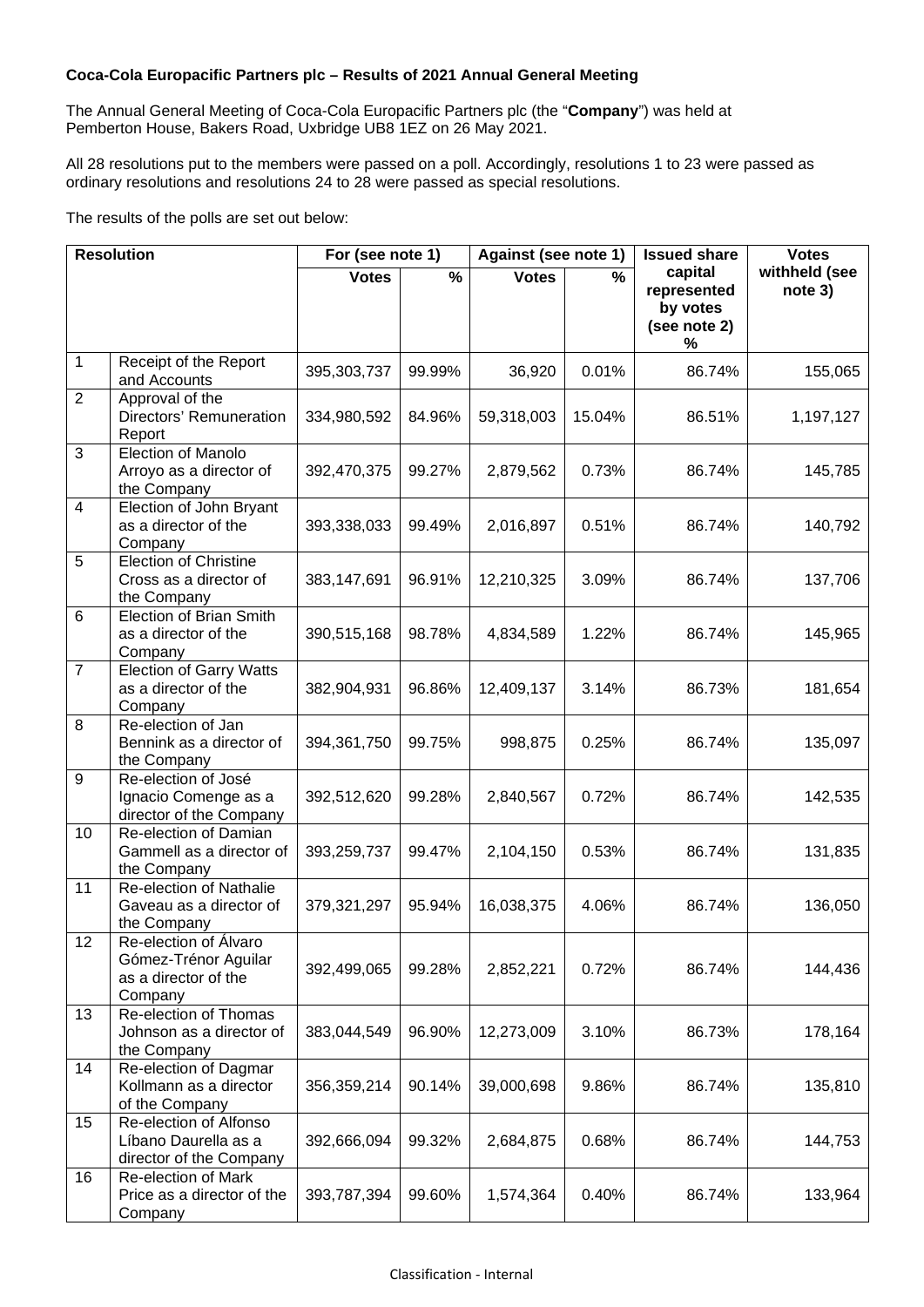**Coca-Cola Europacific Partners plc – Results of 2021 Annual General Meeting**

The Annual General Meeting of Coca-Cola Europacific Partners plc (the "**Company**") was held at Pemberton House, Bakers Road, Uxbridge UB8 1EZ on 26 May 2021.

All 28 resolutions put to the members were passed on a poll. Accordingly, resolutions 1 to 23 were passed as ordinary resolutions and resolutions 24 to 28 were passed as special resolutions.

The results of the polls are set out below:

| Resolution | | For (see note 1) | | Against (see note 1) | | Issued share capital represented by votes (see note 2) % | Votes withheld (see note 3) |
|---|---|---|---|---|---|---|---|
| | | Votes | % | Votes | % | | |
| 1 | Receipt of the Report and Accounts | 395,303,737 | 99.99% | 36,920 | 0.01% | 86.74% | 155,065 |
| 2 | Approval of the Directors' Remuneration Report | 334,980,592 | 84.96% | 59,318,003 | 15.04% | 86.51% | 1,197,127 |
| 3 | Election of Manolo Arroyo as a director of the Company | 392,470,375 | 99.27% | 2,879,562 | 0.73% | 86.74% | 145,785 |
| 4 | Election of John Bryant as a director of the Company | 393,338,033 | 99.49% | 2,016,897 | 0.51% | 86.74% | 140,792 |
| 5 | Election of Christine Cross as a director of the Company | 383,147,691 | 96.91% | 12,210,325 | 3.09% | 86.74% | 137,706 |
| 6 | Election of Brian Smith as a director of the Company | 390,515,168 | 98.78% | 4,834,589 | 1.22% | 86.74% | 145,965 |
| 7 | Election of Garry Watts as a director of the Company | 382,904,931 | 96.86% | 12,409,137 | 3.14% | 86.73% | 181,654 |
| 8 | Re-election of Jan Bennink as a director of the Company | 394,361,750 | 99.75% | 998,875 | 0.25% | 86.74% | 135,097 |
| 9 | Re-election of José Ignacio Comenge as a director of the Company | 392,512,620 | 99.28% | 2,840,567 | 0.72% | 86.74% | 142,535 |
| 10 | Re-election of Damian Gammell as a director of the Company | 393,259,737 | 99.47% | 2,104,150 | 0.53% | 86.74% | 131,835 |
| 11 | Re-election of Nathalie Gaveau as a director of the Company | 379,321,297 | 95.94% | 16,038,375 | 4.06% | 86.74% | 136,050 |
| 12 | Re-election of Álvaro Gómez-Trénor Aguilar as a director of the Company | 392,499,065 | 99.28% | 2,852,221 | 0.72% | 86.74% | 144,436 |
| 13 | Re-election of Thomas Johnson as a director of the Company | 383,044,549 | 96.90% | 12,273,009 | 3.10% | 86.73% | 178,164 |
| 14 | Re-election of Dagmar Kollmann as a director of the Company | 356,359,214 | 90.14% | 39,000,698 | 9.86% | 86.74% | 135,810 |
| 15 | Re-election of Alfonso Líbano Daurella as a director of the Company | 392,666,094 | 99.32% | 2,684,875 | 0.68% | 86.74% | 144,753 |
| 16 | Re-election of Mark Price as a director of the Company | 393,787,394 | 99.60% | 1,574,364 | 0.40% | 86.74% | 133,964 |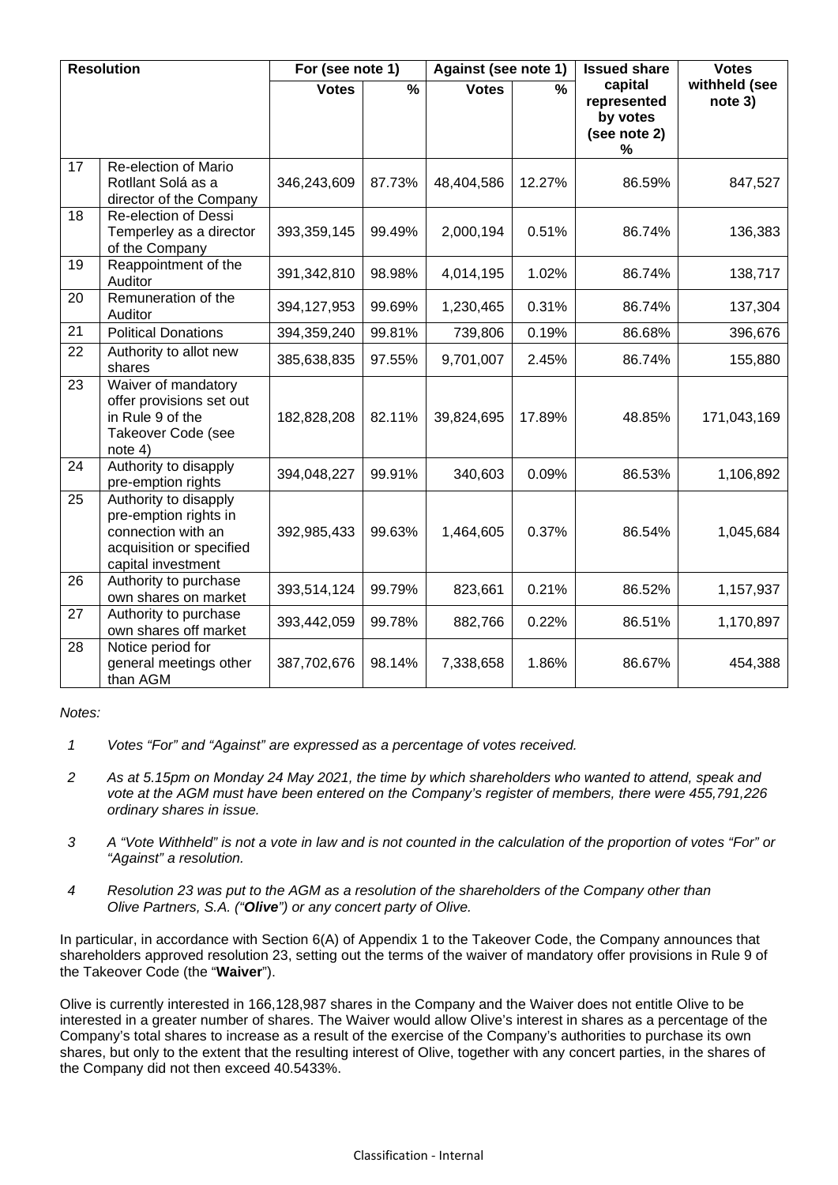| Resolution | | For (see note 1) | | Against (see note 1) | | Issued share capital represented by votes (see note 2) % | Votes withheld (see note 3) |
|---|---|---|---|---|---|---|---|
| | | Votes | % | Votes | % | | |
| 17 | Re-election of Mario Rotllant Solá as a director of the Company | 346,243,609 | 87.73% | 48,404,586 | 12.27% | 86.59% | 847,527 |
| 18 | Re-election of Dessi Temperley as a director of the Company | 393,359,145 | 99.49% | 2,000,194 | 0.51% | 86.74% | 136,383 |
| 19 | Reappointment of the Auditor | 391,342,810 | 98.98% | 4,014,195 | 1.02% | 86.74% | 138,717 |
| 20 | Remuneration of the Auditor | 394,127,953 | 99.69% | 1,230,465 | 0.31% | 86.74% | 137,304 |
| 21 | Political Donations | 394,359,240 | 99.81% | 739,806 | 0.19% | 86.68% | 396,676 |
| 22 | Authority to allot new shares | 385,638,835 | 97.55% | 9,701,007 | 2.45% | 86.74% | 155,880 |
| 23 | Waiver of mandatory offer provisions set out in Rule 9 of the Takeover Code (see note 4) | 182,828,208 | 82.11% | 39,824,695 | 17.89% | 48.85% | 171,043,169 |
| 24 | Authority to disapply pre-emption rights | 394,048,227 | 99.91% | 340,603 | 0.09% | 86.53% | 1,106,892 |
| 25 | Authority to disapply pre-emption rights in connection with an acquisition or specified capital investment | 392,985,433 | 99.63% | 1,464,605 | 0.37% | 86.54% | 1,045,684 |
| 26 | Authority to purchase own shares on market | 393,514,124 | 99.79% | 823,661 | 0.21% | 86.52% | 1,157,937 |
| 27 | Authority to purchase own shares off market | 393,442,059 | 99.78% | 882,766 | 0.22% | 86.51% | 1,170,897 |
| 28 | Notice period for general meetings other than AGM | 387,702,676 | 98.14% | 7,338,658 | 1.86% | 86.67% | 454,388 |

*Notes:*

1. *Votes "For" and "Against" are expressed as a percentage of votes received.*
2. *As at 5.15pm on Monday 24 May 2021, the time by which shareholders who wanted to attend, speak and vote at the AGM must have been entered on the Company's register of members, there were 455,791,226 ordinary shares in issue.*
3. *A "Vote Withheld" is not a vote in law and is not counted in the calculation of the proportion of votes "For" or "Against" a resolution.*
4. *Resolution 23 was put to the AGM as a resolution of the shareholders of the Company other than Olive Partners, S.A. ("**Olive**") or any concert party of Olive.*

In particular, in accordance with Section 6(A) of Appendix 1 to the Takeover Code, the Company announces that shareholders approved resolution 23, setting out the terms of the waiver of mandatory offer provisions in Rule 9 of the Takeover Code (the "**Waiver**").

Olive is currently interested in 166,128,987 shares in the Company and the Waiver does not entitle Olive to be interested in a greater number of shares. The Waiver would allow Olive's interest in shares as a percentage of the Company's total shares to increase as a result of the exercise of the Company's authorities to purchase its own shares, but only to the extent that the resulting interest of Olive, together with any concert parties, in the shares of the Company did not then exceed 40.5433%.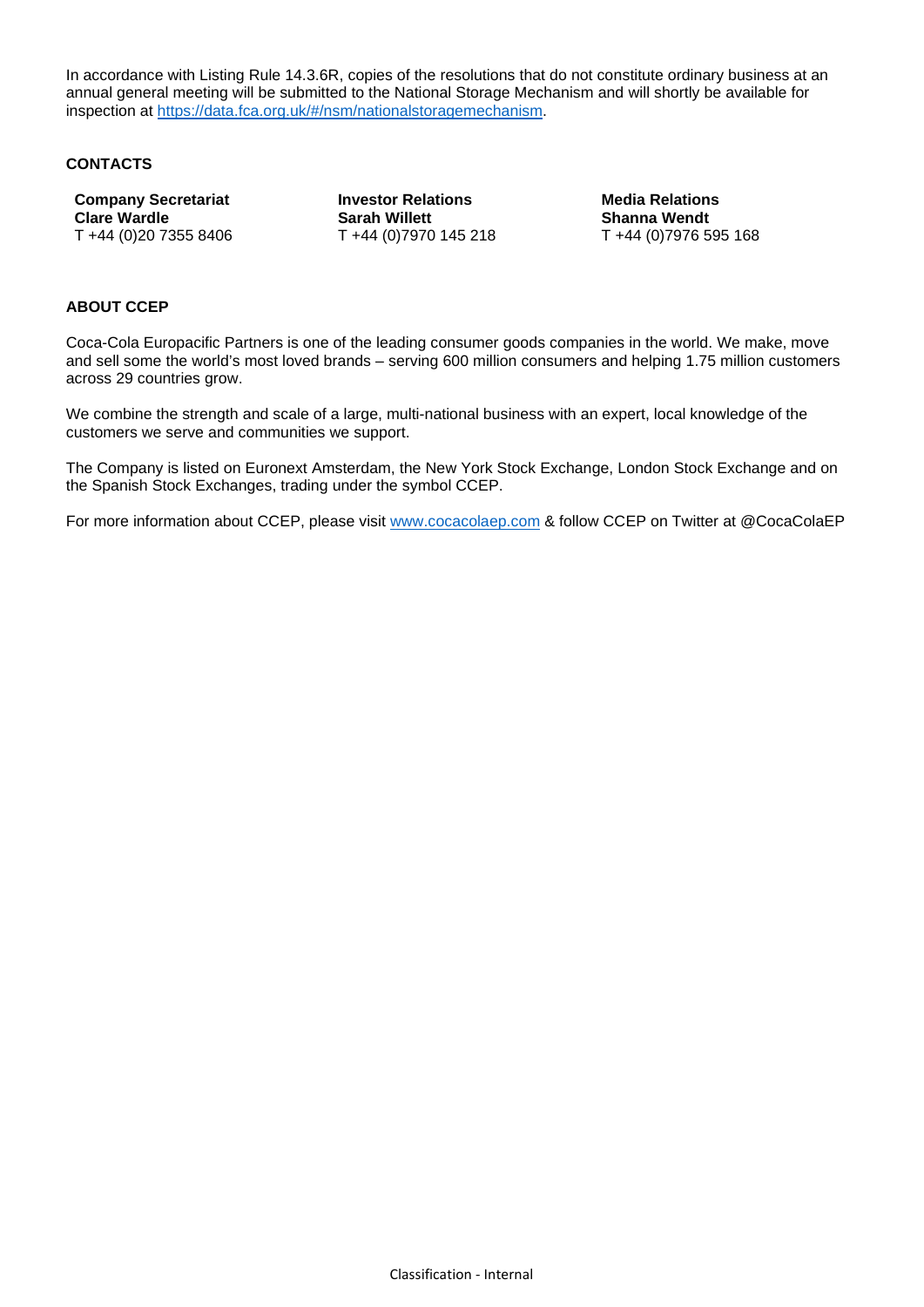In accordance with Listing Rule 14.3.6R, copies of the resolutions that do not constitute ordinary business at an annual general meeting will be submitted to the National Storage Mechanism and will shortly be available for inspection at [https://data.fca.org.uk/#/nsm/nationalstoragemechanism](https://data.fca.org.uk/#/nsm/nationalstoragemechanism).

**CONTACTS**

| | | |
|---|---|---|
| **Company Secretariat** | **Investor Relations** | **Media Relations** |
| **Clare Wardle** | **Sarah Willett** | **Shanna Wendt** |
| T +44 (0)20 7355 8406 | T +44 (0)7970 145 218 | T +44 (0)7976 595 168 |

**ABOUT CCEP**

Coca-Cola Europacific Partners is one of the leading consumer goods companies in the world. We make, move and sell some the world's most loved brands – serving 600 million consumers and helping 1.75 million customers across 29 countries grow.

We combine the strength and scale of a large, multi-national business with an expert, local knowledge of the customers we serve and communities we support.

The Company is listed on Euronext Amsterdam, the New York Stock Exchange, London Stock Exchange and on the Spanish Stock Exchanges, trading under the symbol CCEP.

For more information about CCEP, please visit [www.cocacolaep.com](http://www.cocacolaep.com) & follow CCEP on Twitter at @CocaColaEP

Classification - Internal